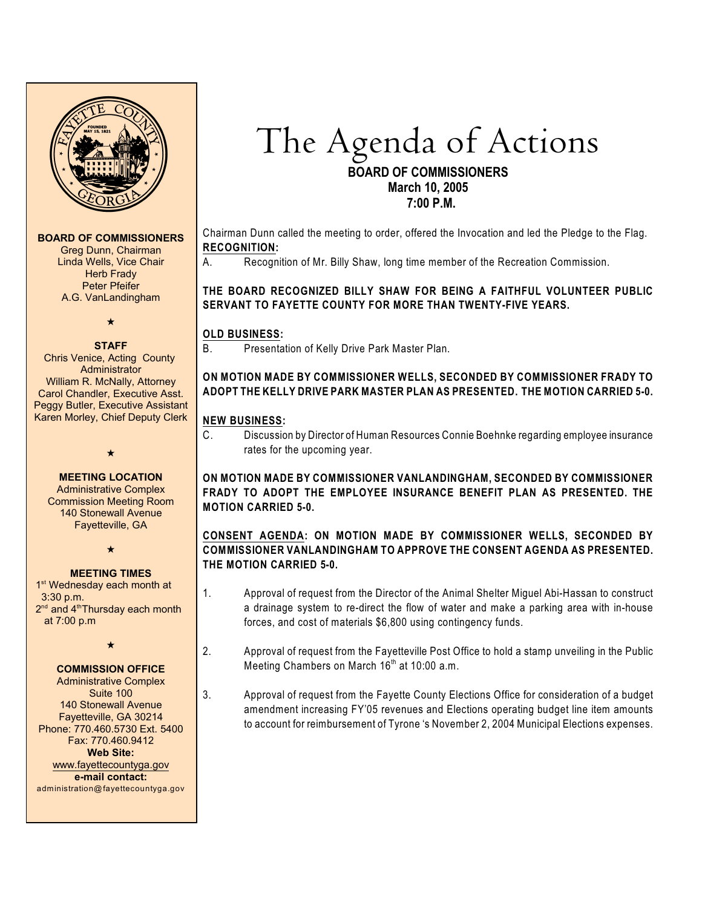# The Agenda of Actions

**BOARD OF COMMISSIONERS**
**March 10, 2005**
**7:00 P.M.**

Chairman Dunn called the meeting to order, offered the Invocation and led the Pledge to the Flag.

**RECOGNITION:**

A. Recognition of Mr. Billy Shaw, long time member of the Recreation Commission.

**THE BOARD RECOGNIZED BILLY SHAW FOR BEING A FAITHFUL VOLUNTEER PUBLIC SERVANT TO FAYETTE COUNTY FOR MORE THAN TWENTY-FIVE YEARS.**

**OLD BUSINESS:**

B. Presentation of Kelly Drive Park Master Plan.

**ON MOTION MADE BY COMMISSIONER WELLS, SECONDED BY COMMISSIONER FRADY TO ADOPT THE KELLY DRIVE PARK MASTER PLAN AS PRESENTED. THE MOTION CARRIED 5-0.**

**NEW BUSINESS:**

C. Discussion by Director of Human Resources Connie Boehnke regarding employee insurance rates for the upcoming year.

**ON MOTION MADE BY COMMISSIONER VANLANDINGHAM, SECONDED BY COMMISSIONER FRADY TO ADOPT THE EMPLOYEE INSURANCE BENEFIT PLAN AS PRESENTED. THE MOTION CARRIED 5-0.**

**CONSENT AGENDA: ON MOTION MADE BY COMMISSIONER WELLS, SECONDED BY COMMISSIONER VANLANDINGHAM TO APPROVE THE CONSENT AGENDA AS PRESENTED. THE MOTION CARRIED 5-0.**

1. Approval of request from the Director of the Animal Shelter Miguel Abi-Hassan to construct a drainage system to re-direct the flow of water and make a parking area with in-house forces, and cost of materials $6,800 using contingency funds.

2. Approval of request from the Fayetteville Post Office to hold a stamp unveiling in the Public Meeting Chambers on March 16th at 10:00 a.m.

3. Approval of request from the Fayette County Elections Office for consideration of a budget amendment increasing FY'05 revenues and Elections operating budget line item amounts to account for reimbursement of Tyrone 's November 2, 2004 Municipal Elections expenses.

---

**BOARD OF COMMISSIONERS**
Greg Dunn, Chairman
Linda Wells, Vice Chair
Herb Frady
Peter Pfeifer
A.G. VanLandingham

★

**STAFF**
Chris Venice, Acting County Administrator
William R. McNally, Attorney
Carol Chandler, Executive Asst.
Peggy Butler, Executive Assistant
Karen Morley, Chief Deputy Clerk

★

**MEETING LOCATION**
Administrative Complex
Commission Meeting Room
140 Stonewall Avenue
Fayetteville, GA

★

**MEETING TIMES**
1st Wednesday each month at 3:30 p.m.
2nd and 4th Thursday each month at 7:00 p.m

★

**COMMISSION OFFICE**
Administrative Complex
Suite 100
140 Stonewall Avenue
Fayetteville, GA 30214
Phone: 770.460.5730 Ext. 5400
Fax: 770.460.9412
**Web Site:**
www.fayettecountyga.gov
**e-mail contact:**
administration@fayettecountyga.gov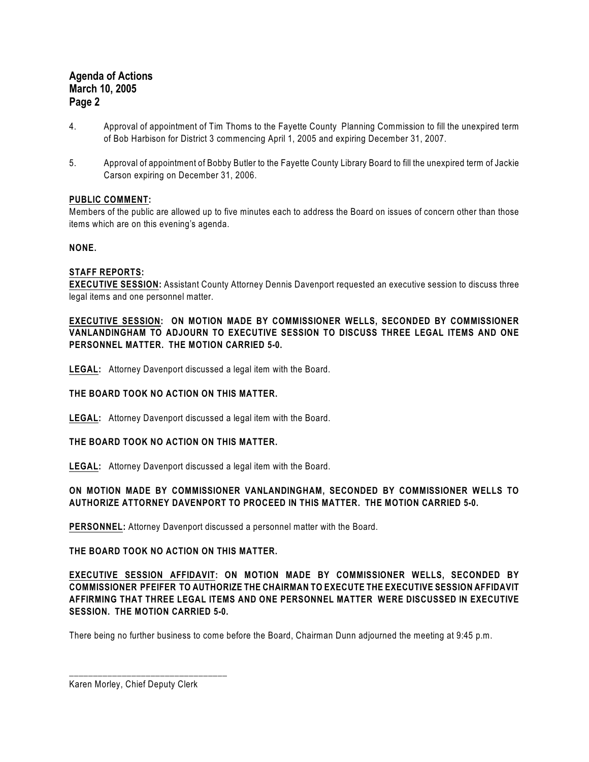4. Approval of appointment of Tim Thoms to the Fayette County Planning Commission to fill the unexpired term of Bob Harbison for District 3 commencing April 1, 2005 and expiring December 31, 2007.

5. Approval of appointment of Bobby Butler to the Fayette County Library Board to fill the unexpired term of Jackie Carson expiring on December 31, 2006.

**PUBLIC COMMENT:**

Members of the public are allowed up to five minutes each to address the Board on issues of concern other than those items which are on this evening's agenda.

**NONE.**

**STAFF REPORTS:**

**EXECUTIVE SESSION:** Assistant County Attorney Dennis Davenport requested an executive session to discuss three legal items and one personnel matter.

**EXECUTIVE SESSION: ON MOTION MADE BY COMMISSIONER WELLS, SECONDED BY COMMISSIONER VANLANDINGHAM TO ADJOURN TO EXECUTIVE SESSION TO DISCUSS THREE LEGAL ITEMS AND ONE PERSONNEL MATTER. THE MOTION CARRIED 5-0.**

**LEGAL:** Attorney Davenport discussed a legal item with the Board.

**THE BOARD TOOK NO ACTION ON THIS MATTER.**

**LEGAL:** Attorney Davenport discussed a legal item with the Board.

**THE BOARD TOOK NO ACTION ON THIS MATTER.**

**LEGAL:** Attorney Davenport discussed a legal item with the Board.

**ON MOTION MADE BY COMMISSIONER VANLANDINGHAM, SECONDED BY COMMISSIONER WELLS TO AUTHORIZE ATTORNEY DAVENPORT TO PROCEED IN THIS MATTER. THE MOTION CARRIED 5-0.**

**PERSONNEL:** Attorney Davenport discussed a personnel matter with the Board.

**THE BOARD TOOK NO ACTION ON THIS MATTER.**

**EXECUTIVE SESSION AFFIDAVIT: ON MOTION MADE BY COMMISSIONER WELLS, SECONDED BY COMMISSIONER PFEIFER TO AUTHORIZE THE CHAIRMAN TO EXECUTE THE EXECUTIVE SESSION AFFIDAVIT AFFIRMING THAT THREE LEGAL ITEMS AND ONE PERSONNEL MATTER WERE DISCUSSED IN EXECUTIVE SESSION. THE MOTION CARRIED 5-0.**

There being no further business to come before the Board, Chairman Dunn adjourned the meeting at 9:45 p.m.

\_\_\_\_\_\_\_\_\_\_\_\_\_\_\_\_\_\_\_\_\_\_\_\_\_\_\_\_\_\_\_\_

Karen Morley, Chief Deputy Clerk